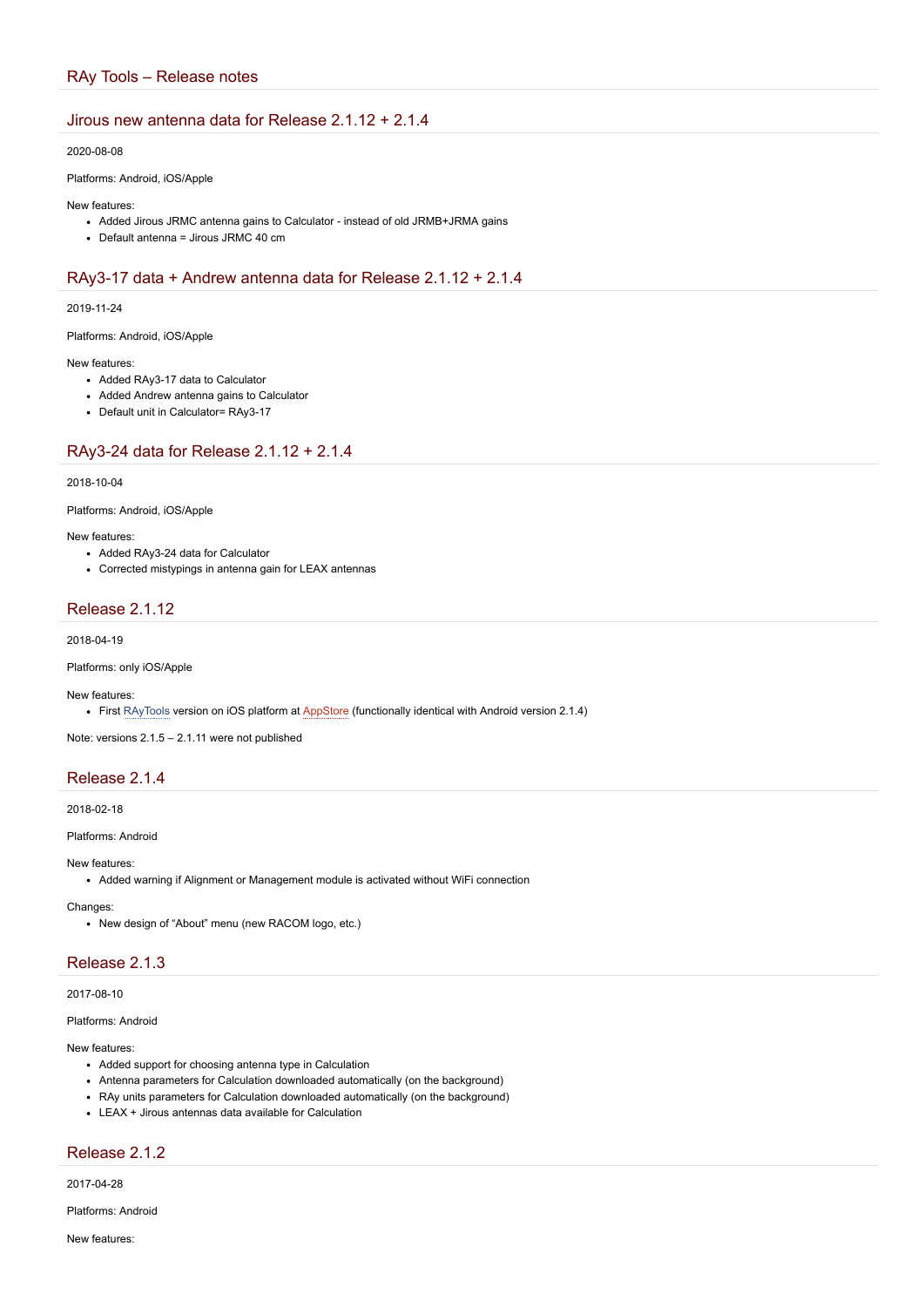# RAy Tools – Release notes

## Jirous new antenna data for Release 2.1.12 + 2.1.4

2020-08-08

Platforms: Android, iOS/Apple

New features:

- Added Jirous JRMC antenna gains to Calculator - instead of old JRMB+JRMA gains
- Default antenna = Jirous JRMC 40 cm

## RAy3-17 data + Andrew antenna data for Release 2.1.12 + 2.1.4

2019-11-24

Platforms: Android, iOS/Apple

New features:

- Added RAy3-17 data to Calculator
- Added Andrew antenna gains to Calculator
- Default unit in Calculator= RAy3-17

## RAy3-24 data for Release 2.1.12 + 2.1.4

2018-10-04

Platforms: Android, iOS/Apple

New features:

- Added RAy3-24 data for Calculator
- Corrected mistypings in antenna gain for LEAX antennas

## Release 2.1.12

2018-04-19

Platforms: only iOS/Apple

New features:

- First RAyTools version on iOS platform at AppStore (functionally identical with Android version 2.1.4)

Note: versions 2.1.5 – 2.1.11 were not published

## Release 2.1.4

2018-02-18

Platforms: Android

New features:

- Added warning if Alignment or Management module is activated without WiFi connection

Changes:

- New design of “About” menu (new RACOM logo, etc.)

## Release 2.1.3

2017-08-10

Platforms: Android

New features:

- Added support for choosing antenna type in Calculation
- Antenna parameters for Calculation downloaded automatically (on the background)
- RAy units parameters for Calculation downloaded automatically (on the background)
- LEAX + Jirous antennas data available for Calculation

## Release 2.1.2

2017-04-28

Platforms: Android

New features: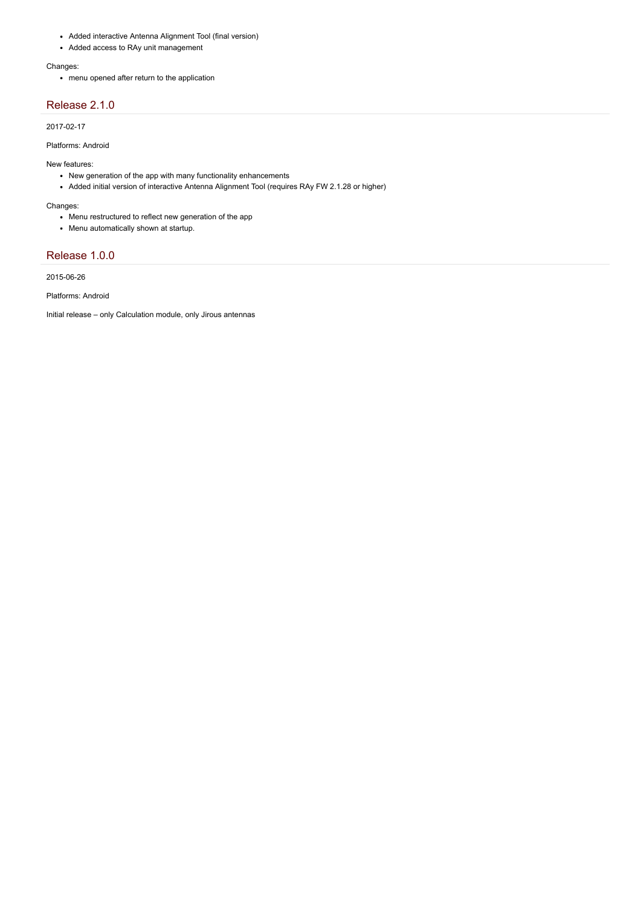- Added interactive Antenna Alignment Tool (final version)
- Added access to RAy unit management

Changes:

- menu opened after return to the application

## Release 2.1.0

2017-02-17

Platforms: Android

New features:

- New generation of the app with many functionality enhancements
- Added initial version of interactive Antenna Alignment Tool (requires RAy FW 2.1.28 or higher)

Changes:

- Menu restructured to reflect new generation of the app
- Menu automatically shown at startup.

## Release 1.0.0

2015-06-26

Platforms: Android

Initial release – only Calculation module, only Jirous antennas